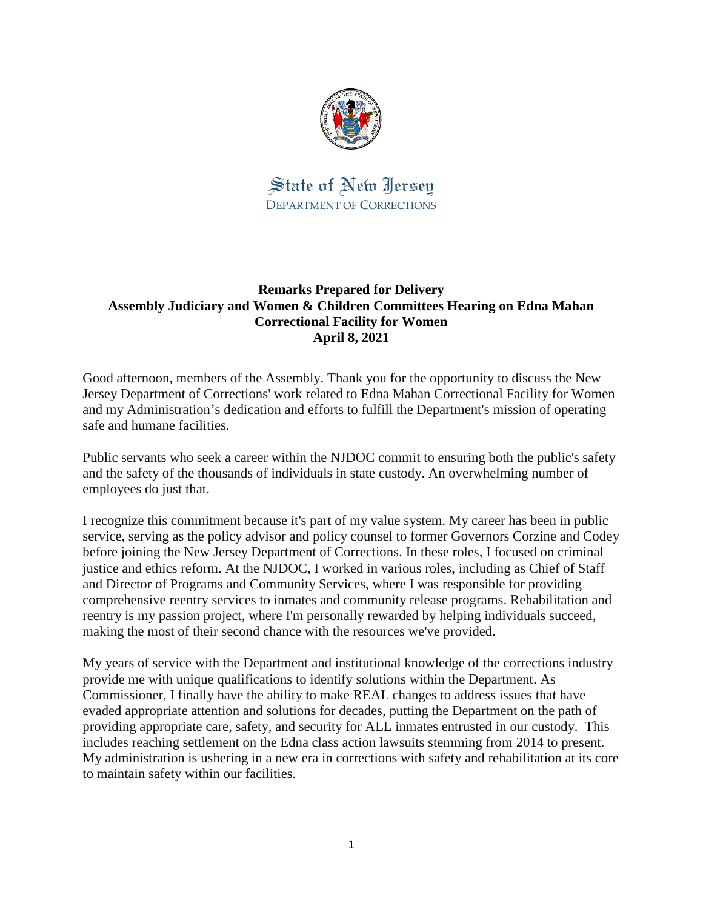State of New Jersey
DEPARTMENT OF CORRECTIONS

**Remarks Prepared for Delivery**
**Assembly Judiciary and Women & Children Committees Hearing on Edna Mahan Correctional Facility for Women**
**April 8, 2021**

Good afternoon, members of the Assembly. Thank you for the opportunity to discuss the New Jersey Department of Corrections' work related to Edna Mahan Correctional Facility for Women and my Administration's dedication and efforts to fulfill the Department's mission of operating safe and humane facilities.

Public servants who seek a career within the NJDOC commit to ensuring both the public's safety and the safety of the thousands of individuals in state custody. An overwhelming number of employees do just that.

I recognize this commitment because it's part of my value system. My career has been in public service, serving as the policy advisor and policy counsel to former Governors Corzine and Codey before joining the New Jersey Department of Corrections. In these roles, I focused on criminal justice and ethics reform. At the NJDOC, I worked in various roles, including as Chief of Staff and Director of Programs and Community Services, where I was responsible for providing comprehensive reentry services to inmates and community release programs. Rehabilitation and reentry is my passion project, where I'm personally rewarded by helping individuals succeed, making the most of their second chance with the resources we've provided.

My years of service with the Department and institutional knowledge of the corrections industry provide me with unique qualifications to identify solutions within the Department. As Commissioner, I finally have the ability to make REAL changes to address issues that have evaded appropriate attention and solutions for decades, putting the Department on the path of providing appropriate care, safety, and security for ALL inmates entrusted in our custody. This includes reaching settlement on the Edna class action lawsuits stemming from 2014 to present. My administration is ushering in a new era in corrections with safety and rehabilitation at its core to maintain safety within our facilities.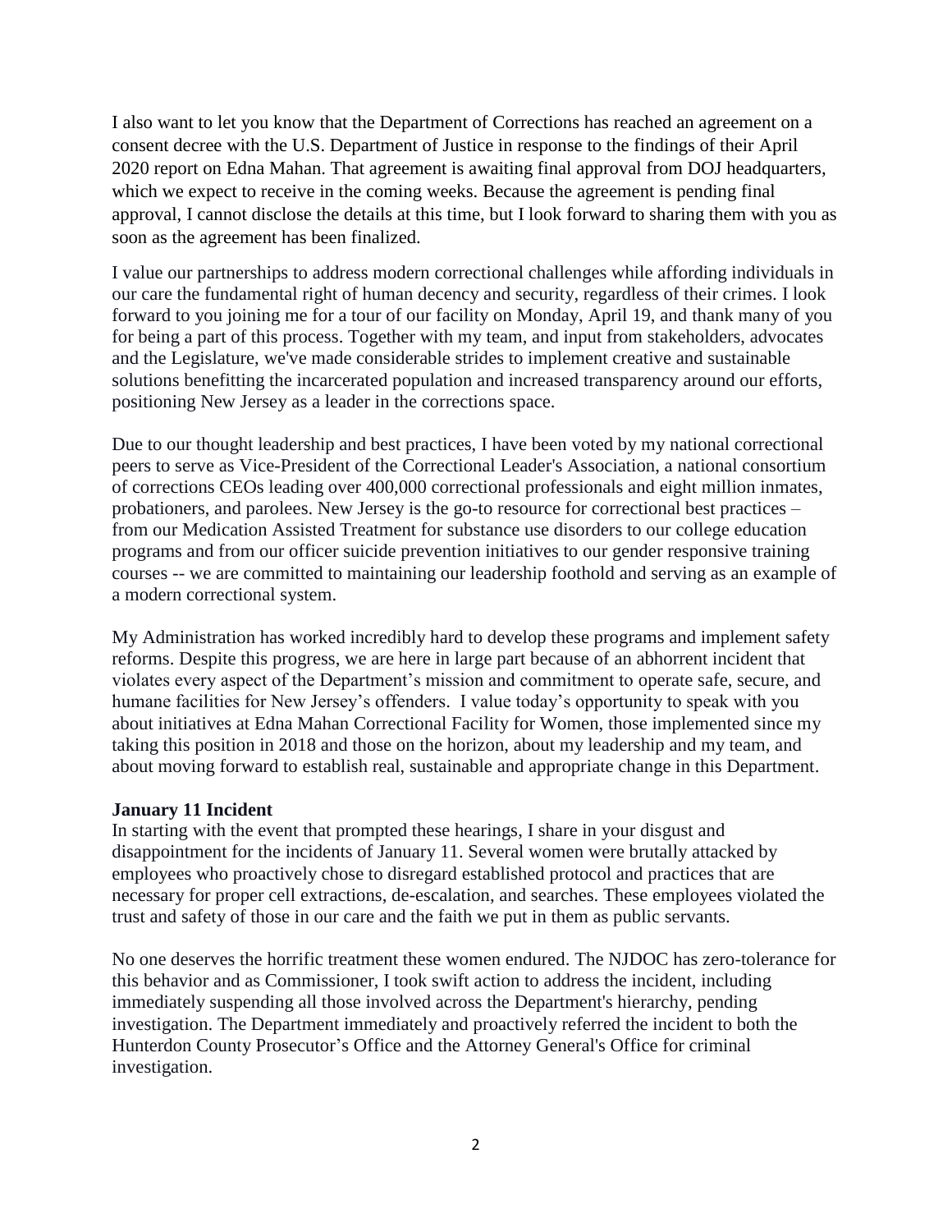I also want to let you know that the Department of Corrections has reached an agreement on a consent decree with the U.S. Department of Justice in response to the findings of their April 2020 report on Edna Mahan. That agreement is awaiting final approval from DOJ headquarters, which we expect to receive in the coming weeks. Because the agreement is pending final approval, I cannot disclose the details at this time, but I look forward to sharing them with you as soon as the agreement has been finalized.

I value our partnerships to address modern correctional challenges while affording individuals in our care the fundamental right of human decency and security, regardless of their crimes. I look forward to you joining me for a tour of our facility on Monday, April 19, and thank many of you for being a part of this process. Together with my team, and input from stakeholders, advocates and the Legislature, we've made considerable strides to implement creative and sustainable solutions benefitting the incarcerated population and increased transparency around our efforts, positioning New Jersey as a leader in the corrections space.

Due to our thought leadership and best practices, I have been voted by my national correctional peers to serve as Vice-President of the Correctional Leader's Association, a national consortium of corrections CEOs leading over 400,000 correctional professionals and eight million inmates, probationers, and parolees. New Jersey is the go-to resource for correctional best practices – from our Medication Assisted Treatment for substance use disorders to our college education programs and from our officer suicide prevention initiatives to our gender responsive training courses -- we are committed to maintaining our leadership foothold and serving as an example of a modern correctional system.

My Administration has worked incredibly hard to develop these programs and implement safety reforms. Despite this progress, we are here in large part because of an abhorrent incident that violates every aspect of the Department's mission and commitment to operate safe, secure, and humane facilities for New Jersey's offenders. I value today's opportunity to speak with you about initiatives at Edna Mahan Correctional Facility for Women, those implemented since my taking this position in 2018 and those on the horizon, about my leadership and my team, and about moving forward to establish real, sustainable and appropriate change in this Department.

**January 11 Incident**

In starting with the event that prompted these hearings, I share in your disgust and disappointment for the incidents of January 11. Several women were brutally attacked by employees who proactively chose to disregard established protocol and practices that are necessary for proper cell extractions, de-escalation, and searches. These employees violated the trust and safety of those in our care and the faith we put in them as public servants.

No one deserves the horrific treatment these women endured. The NJDOC has zero-tolerance for this behavior and as Commissioner, I took swift action to address the incident, including immediately suspending all those involved across the Department's hierarchy, pending investigation. The Department immediately and proactively referred the incident to both the Hunterdon County Prosecutor's Office and the Attorney General's Office for criminal investigation.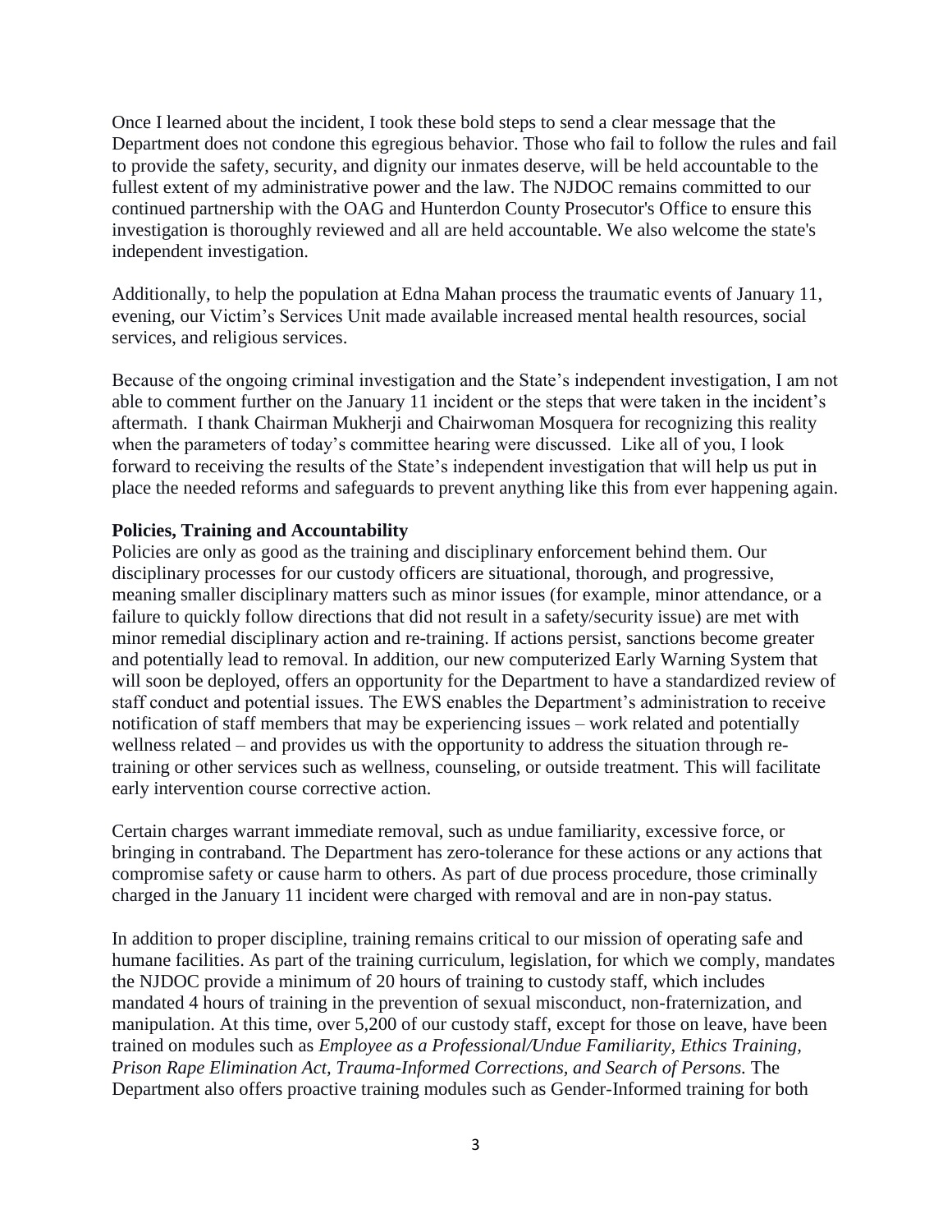Once I learned about the incident, I took these bold steps to send a clear message that the Department does not condone this egregious behavior. Those who fail to follow the rules and fail to provide the safety, security, and dignity our inmates deserve, will be held accountable to the fullest extent of my administrative power and the law. The NJDOC remains committed to our continued partnership with the OAG and Hunterdon County Prosecutor's Office to ensure this investigation is thoroughly reviewed and all are held accountable. We also welcome the state's independent investigation.

Additionally, to help the population at Edna Mahan process the traumatic events of January 11, evening, our Victim's Services Unit made available increased mental health resources, social services, and religious services.

Because of the ongoing criminal investigation and the State's independent investigation, I am not able to comment further on the January 11 incident or the steps that were taken in the incident's aftermath. I thank Chairman Mukherji and Chairwoman Mosquera for recognizing this reality when the parameters of today's committee hearing were discussed. Like all of you, I look forward to receiving the results of the State's independent investigation that will help us put in place the needed reforms and safeguards to prevent anything like this from ever happening again.

**Policies, Training and Accountability**

Policies are only as good as the training and disciplinary enforcement behind them. Our disciplinary processes for our custody officers are situational, thorough, and progressive, meaning smaller disciplinary matters such as minor issues (for example, minor attendance, or a failure to quickly follow directions that did not result in a safety/security issue) are met with minor remedial disciplinary action and re-training. If actions persist, sanctions become greater and potentially lead to removal. In addition, our new computerized Early Warning System that will soon be deployed, offers an opportunity for the Department to have a standardized review of staff conduct and potential issues. The EWS enables the Department's administration to receive notification of staff members that may be experiencing issues – work related and potentially wellness related – and provides us with the opportunity to address the situation through re-training or other services such as wellness, counseling, or outside treatment. This will facilitate early intervention course corrective action.

Certain charges warrant immediate removal, such as undue familiarity, excessive force, or bringing in contraband. The Department has zero-tolerance for these actions or any actions that compromise safety or cause harm to others. As part of due process procedure, those criminally charged in the January 11 incident were charged with removal and are in non-pay status.

In addition to proper discipline, training remains critical to our mission of operating safe and humane facilities. As part of the training curriculum, legislation, for which we comply, mandates the NJDOC provide a minimum of 20 hours of training to custody staff, which includes mandated 4 hours of training in the prevention of sexual misconduct, non-fraternization, and manipulation. At this time, over 5,200 of our custody staff, except for those on leave, have been trained on modules such as *Employee as a Professional/Undue Familiarity, Ethics Training, Prison Rape Elimination Act, Trauma-Informed Corrections, and Search of Persons.* The Department also offers proactive training modules such as Gender-Informed training for both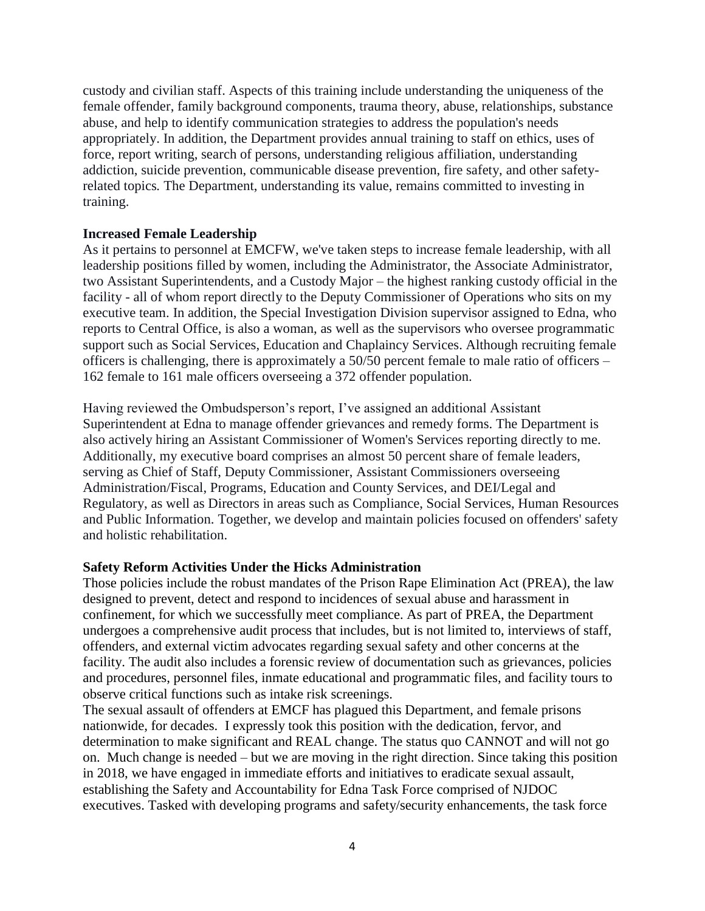custody and civilian staff. Aspects of this training include understanding the uniqueness of the female offender, family background components, trauma theory, abuse, relationships, substance abuse, and help to identify communication strategies to address the population's needs appropriately. In addition, the Department provides annual training to staff on ethics, uses of force, report writing, search of persons, understanding religious affiliation, understanding addiction, suicide prevention, communicable disease prevention, fire safety, and other safety-related topics. The Department, understanding its value, remains committed to investing in training.

**Increased Female Leadership**

As it pertains to personnel at EMCFW, we've taken steps to increase female leadership, with all leadership positions filled by women, including the Administrator, the Associate Administrator, two Assistant Superintendents, and a Custody Major – the highest ranking custody official in the facility - all of whom report directly to the Deputy Commissioner of Operations who sits on my executive team. In addition, the Special Investigation Division supervisor assigned to Edna, who reports to Central Office, is also a woman, as well as the supervisors who oversee programmatic support such as Social Services, Education and Chaplaincy Services. Although recruiting female officers is challenging, there is approximately a 50/50 percent female to male ratio of officers – 162 female to 161 male officers overseeing a 372 offender population.

Having reviewed the Ombudsperson's report, I've assigned an additional Assistant Superintendent at Edna to manage offender grievances and remedy forms. The Department is also actively hiring an Assistant Commissioner of Women's Services reporting directly to me. Additionally, my executive board comprises an almost 50 percent share of female leaders, serving as Chief of Staff, Deputy Commissioner, Assistant Commissioners overseeing Administration/Fiscal, Programs, Education and County Services, and DEI/Legal and Regulatory, as well as Directors in areas such as Compliance, Social Services, Human Resources and Public Information. Together, we develop and maintain policies focused on offenders' safety and holistic rehabilitation.

**Safety Reform Activities Under the Hicks Administration**

Those policies include the robust mandates of the Prison Rape Elimination Act (PREA), the law designed to prevent, detect and respond to incidences of sexual abuse and harassment in confinement, for which we successfully meet compliance. As part of PREA, the Department undergoes a comprehensive audit process that includes, but is not limited to, interviews of staff, offenders, and external victim advocates regarding sexual safety and other concerns at the facility. The audit also includes a forensic review of documentation such as grievances, policies and procedures, personnel files, inmate educational and programmatic files, and facility tours to observe critical functions such as intake risk screenings.

The sexual assault of offenders at EMCF has plagued this Department, and female prisons nationwide, for decades. I expressly took this position with the dedication, fervor, and determination to make significant and REAL change. The status quo CANNOT and will not go on. Much change is needed – but we are moving in the right direction. Since taking this position in 2018, we have engaged in immediate efforts and initiatives to eradicate sexual assault, establishing the Safety and Accountability for Edna Task Force comprised of NJDOC executives. Tasked with developing programs and safety/security enhancements, the task force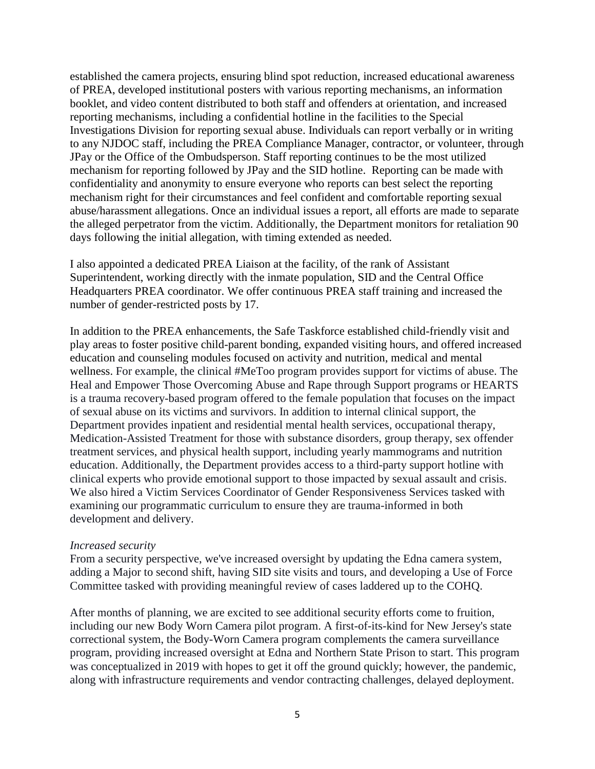established the camera projects, ensuring blind spot reduction, increased educational awareness of PREA, developed institutional posters with various reporting mechanisms, an information booklet, and video content distributed to both staff and offenders at orientation, and increased reporting mechanisms, including a confidential hotline in the facilities to the Special Investigations Division for reporting sexual abuse. Individuals can report verbally or in writing to any NJDOC staff, including the PREA Compliance Manager, contractor, or volunteer, through JPay or the Office of the Ombudsperson. Staff reporting continues to be the most utilized mechanism for reporting followed by JPay and the SID hotline. Reporting can be made with confidentiality and anonymity to ensure everyone who reports can best select the reporting mechanism right for their circumstances and feel confident and comfortable reporting sexual abuse/harassment allegations. Once an individual issues a report, all efforts are made to separate the alleged perpetrator from the victim. Additionally, the Department monitors for retaliation 90 days following the initial allegation, with timing extended as needed.

I also appointed a dedicated PREA Liaison at the facility, of the rank of Assistant Superintendent, working directly with the inmate population, SID and the Central Office Headquarters PREA coordinator. We offer continuous PREA staff training and increased the number of gender-restricted posts by 17.

In addition to the PREA enhancements, the Safe Taskforce established child-friendly visit and play areas to foster positive child-parent bonding, expanded visiting hours, and offered increased education and counseling modules focused on activity and nutrition, medical and mental wellness. For example, the clinical #MeToo program provides support for victims of abuse. The Heal and Empower Those Overcoming Abuse and Rape through Support programs or HEARTS is a trauma recovery-based program offered to the female population that focuses on the impact of sexual abuse on its victims and survivors. In addition to internal clinical support, the Department provides inpatient and residential mental health services, occupational therapy, Medication-Assisted Treatment for those with substance disorders, group therapy, sex offender treatment services, and physical health support, including yearly mammograms and nutrition education. Additionally, the Department provides access to a third-party support hotline with clinical experts who provide emotional support to those impacted by sexual assault and crisis. We also hired a Victim Services Coordinator of Gender Responsiveness Services tasked with examining our programmatic curriculum to ensure they are trauma-informed in both development and delivery.

*Increased security*

From a security perspective, we've increased oversight by updating the Edna camera system, adding a Major to second shift, having SID site visits and tours, and developing a Use of Force Committee tasked with providing meaningful review of cases laddered up to the COHQ.

After months of planning, we are excited to see additional security efforts come to fruition, including our new Body Worn Camera pilot program. A first-of-its-kind for New Jersey's state correctional system, the Body-Worn Camera program complements the camera surveillance program, providing increased oversight at Edna and Northern State Prison to start. This program was conceptualized in 2019 with hopes to get it off the ground quickly; however, the pandemic, along with infrastructure requirements and vendor contracting challenges, delayed deployment.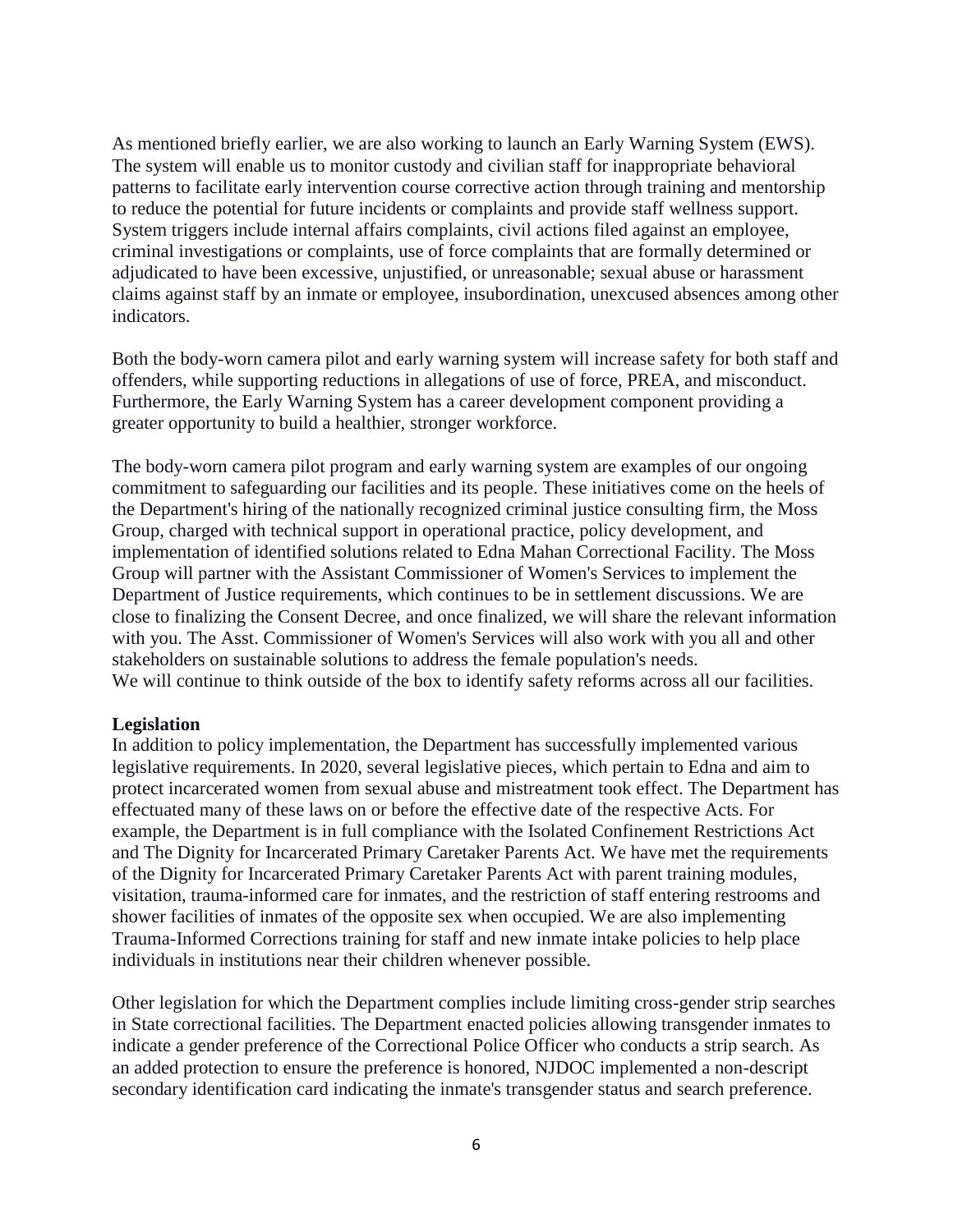As mentioned briefly earlier, we are also working to launch an Early Warning System (EWS). The system will enable us to monitor custody and civilian staff for inappropriate behavioral patterns to facilitate early intervention course corrective action through training and mentorship to reduce the potential for future incidents or complaints and provide staff wellness support. System triggers include internal affairs complaints, civil actions filed against an employee, criminal investigations or complaints, use of force complaints that are formally determined or adjudicated to have been excessive, unjustified, or unreasonable; sexual abuse or harassment claims against staff by an inmate or employee, insubordination, unexcused absences among other indicators.

Both the body-worn camera pilot and early warning system will increase safety for both staff and offenders, while supporting reductions in allegations of use of force, PREA, and misconduct. Furthermore, the Early Warning System has a career development component providing a greater opportunity to build a healthier, stronger workforce.

The body-worn camera pilot program and early warning system are examples of our ongoing commitment to safeguarding our facilities and its people. These initiatives come on the heels of the Department's hiring of the nationally recognized criminal justice consulting firm, the Moss Group, charged with technical support in operational practice, policy development, and implementation of identified solutions related to Edna Mahan Correctional Facility. The Moss Group will partner with the Assistant Commissioner of Women's Services to implement the Department of Justice requirements, which continues to be in settlement discussions. We are close to finalizing the Consent Decree, and once finalized, we will share the relevant information with you. The Asst. Commissioner of Women's Services will also work with you all and other stakeholders on sustainable solutions to address the female population's needs.
We will continue to think outside of the box to identify safety reforms across all our facilities.

**Legislation**

In addition to policy implementation, the Department has successfully implemented various legislative requirements. In 2020, several legislative pieces, which pertain to Edna and aim to protect incarcerated women from sexual abuse and mistreatment took effect. The Department has effectuated many of these laws on or before the effective date of the respective Acts. For example, the Department is in full compliance with the Isolated Confinement Restrictions Act and The Dignity for Incarcerated Primary Caretaker Parents Act. We have met the requirements of the Dignity for Incarcerated Primary Caretaker Parents Act with parent training modules, visitation, trauma-informed care for inmates, and the restriction of staff entering restrooms and shower facilities of inmates of the opposite sex when occupied. We are also implementing Trauma-Informed Corrections training for staff and new inmate intake policies to help place individuals in institutions near their children whenever possible.

Other legislation for which the Department complies include limiting cross-gender strip searches in State correctional facilities. The Department enacted policies allowing transgender inmates to indicate a gender preference of the Correctional Police Officer who conducts a strip search. As an added protection to ensure the preference is honored, NJDOC implemented a non-descript secondary identification card indicating the inmate's transgender status and search preference.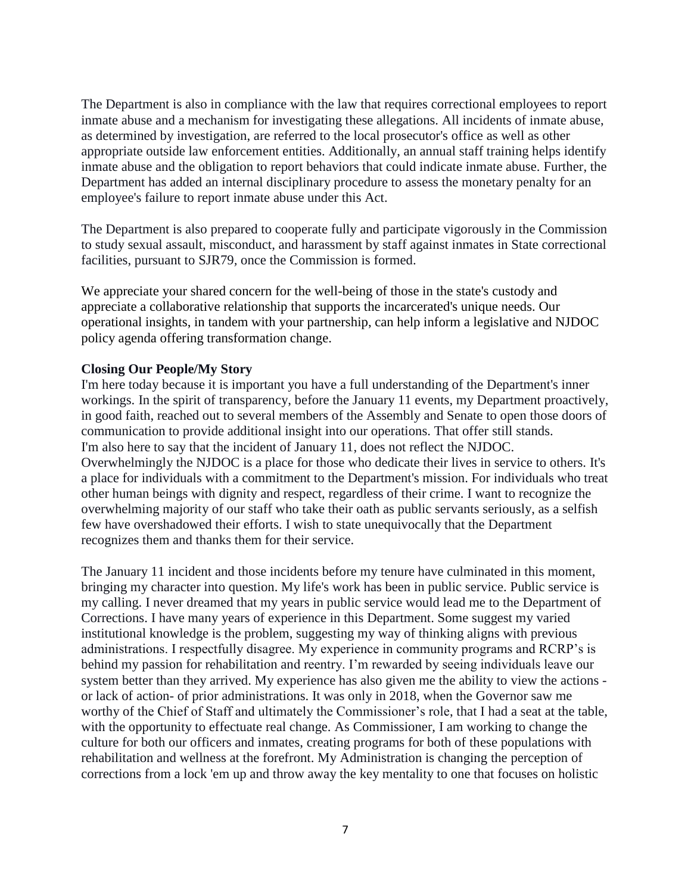The Department is also in compliance with the law that requires correctional employees to report inmate abuse and a mechanism for investigating these allegations. All incidents of inmate abuse, as determined by investigation, are referred to the local prosecutor's office as well as other appropriate outside law enforcement entities. Additionally, an annual staff training helps identify inmate abuse and the obligation to report behaviors that could indicate inmate abuse. Further, the Department has added an internal disciplinary procedure to assess the monetary penalty for an employee's failure to report inmate abuse under this Act.

The Department is also prepared to cooperate fully and participate vigorously in the Commission to study sexual assault, misconduct, and harassment by staff against inmates in State correctional facilities, pursuant to SJR79, once the Commission is formed.

We appreciate your shared concern for the well-being of those in the state's custody and appreciate a collaborative relationship that supports the incarcerated's unique needs. Our operational insights, in tandem with your partnership, can help inform a legislative and NJDOC policy agenda offering transformation change.

**Closing Our People/My Story**

I'm here today because it is important you have a full understanding of the Department's inner workings. In the spirit of transparency, before the January 11 events, my Department proactively, in good faith, reached out to several members of the Assembly and Senate to open those doors of communication to provide additional insight into our operations. That offer still stands.

I'm also here to say that the incident of January 11, does not reflect the NJDOC. Overwhelmingly the NJDOC is a place for those who dedicate their lives in service to others. It's a place for individuals with a commitment to the Department's mission. For individuals who treat other human beings with dignity and respect, regardless of their crime. I want to recognize the overwhelming majority of our staff who take their oath as public servants seriously, as a selfish few have overshadowed their efforts. I wish to state unequivocally that the Department recognizes them and thanks them for their service.

The January 11 incident and those incidents before my tenure have culminated in this moment, bringing my character into question. My life's work has been in public service. Public service is my calling. I never dreamed that my years in public service would lead me to the Department of Corrections. I have many years of experience in this Department. Some suggest my varied institutional knowledge is the problem, suggesting my way of thinking aligns with previous administrations. I respectfully disagree. My experience in community programs and RCRP's is behind my passion for rehabilitation and reentry. I'm rewarded by seeing individuals leave our system better than they arrived. My experience has also given me the ability to view the actions - or lack of action- of prior administrations. It was only in 2018, when the Governor saw me worthy of the Chief of Staff and ultimately the Commissioner's role, that I had a seat at the table, with the opportunity to effectuate real change. As Commissioner, I am working to change the culture for both our officers and inmates, creating programs for both of these populations with rehabilitation and wellness at the forefront. My Administration is changing the perception of corrections from a lock 'em up and throw away the key mentality to one that focuses on holistic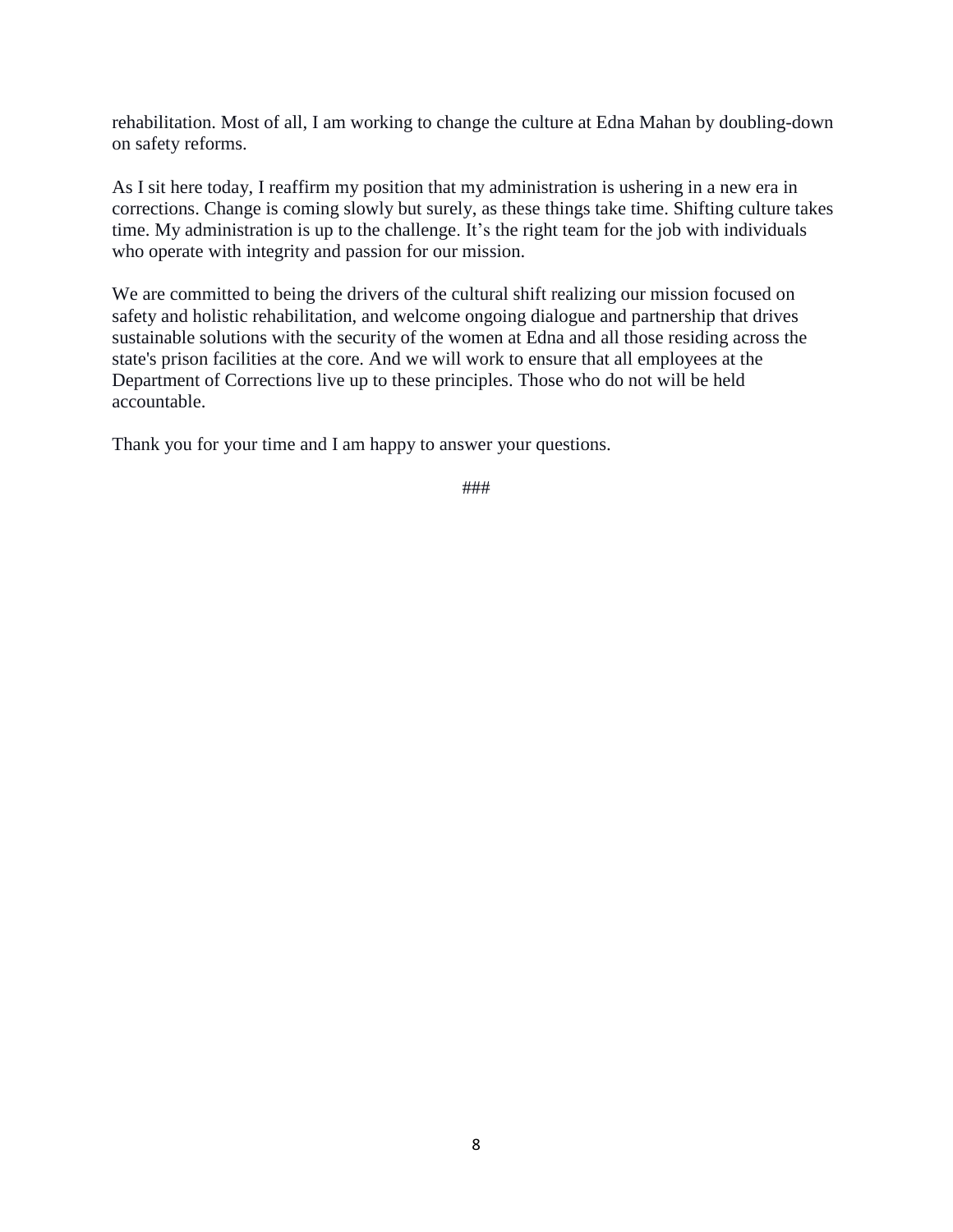rehabilitation. Most of all, I am working to change the culture at Edna Mahan by doubling-down on safety reforms.

As I sit here today, I reaffirm my position that my administration is ushering in a new era in corrections. Change is coming slowly but surely, as these things take time. Shifting culture takes time. My administration is up to the challenge. It's the right team for the job with individuals who operate with integrity and passion for our mission.

We are committed to being the drivers of the cultural shift realizing our mission focused on safety and holistic rehabilitation, and welcome ongoing dialogue and partnership that drives sustainable solutions with the security of the women at Edna and all those residing across the state's prison facilities at the core. And we will work to ensure that all employees at the Department of Corrections live up to these principles. Those who do not will be held accountable.

Thank you for your time and I am happy to answer your questions.

###